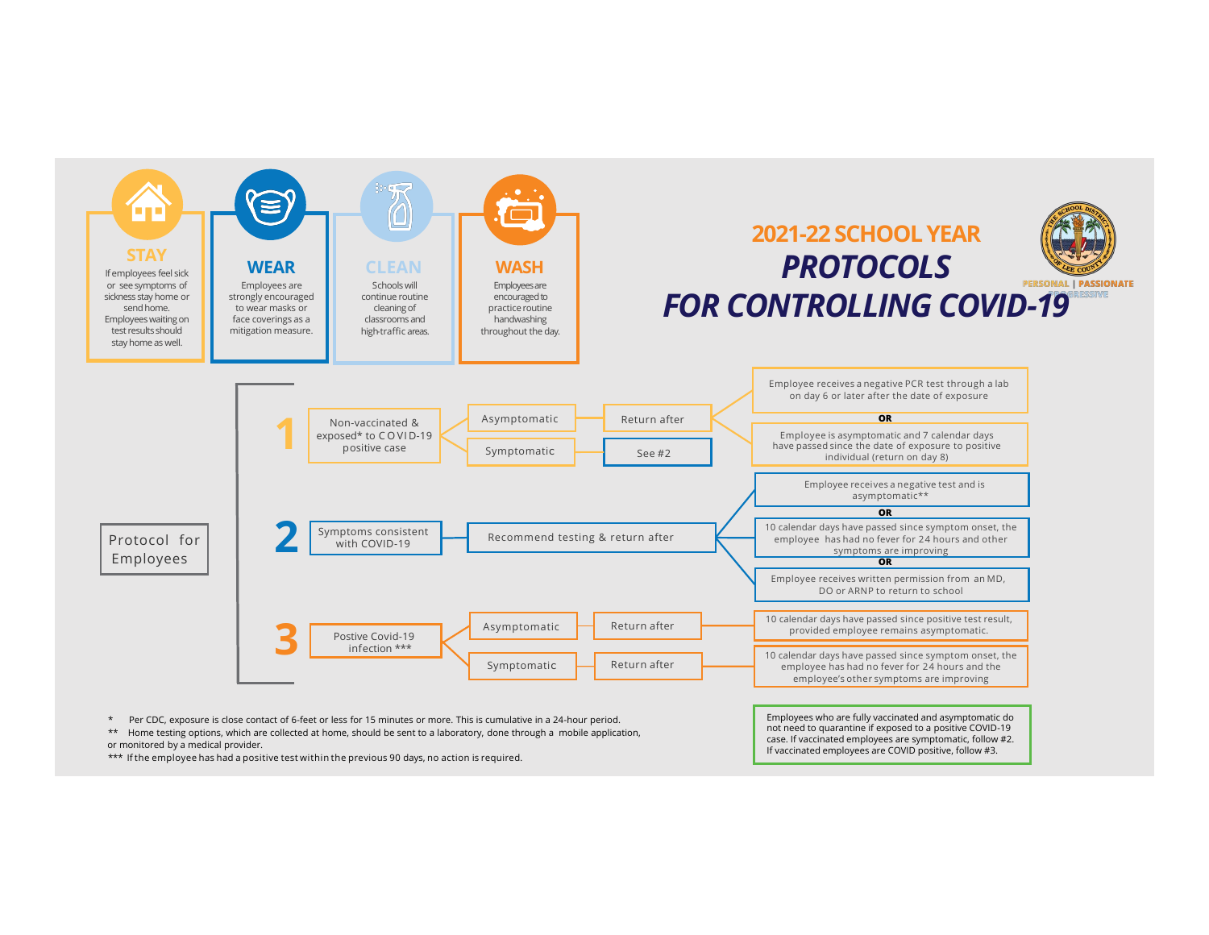# 2021-22 SCHOOL YEAR

# *PROTOCOLS FOR CONTROLLING COVID-19*

PERSONAL | PASSIONATE | PROGRESSIVE

**STAY**
If employees feel sick or see symptoms of sickness stay home or send home. Employees waiting on test results should stay home as well.

**WEAR**
Employees are strongly encouraged to wear masks or face coverings as a mitigation measure.

**CLEAN**
Schools will continue routine cleaning of classrooms and high-traffic areas.

**WASH**
Employees are encouraged to practice routine handwashing throughout the day.

## Protocol for Employees

**1** Non-vaccinated & exposed* to COVID-19 positive case

- Asymptomatic → Return after
  - Employee receives a negative PCR test through a lab on day 6 or later after the date of exposure
  - **OR**
  - Employee is asymptomatic and 7 calendar days have passed since the date of exposure to positive individual (return on day 8)
- Symptomatic → See #2

**2** Symptoms consistent with COVID-19

- Recommend testing & return after
  - Employee receives a negative test and is asymptomatic**
  - **OR**
  - 10 calendar days have passed since symptom onset, the employee has had no fever for 24 hours and other symptoms are improving
  - **OR**
  - Employee receives written permission from an MD, DO or ARNP to return to school

**3** Postive Covid-19 infection ***

- Asymptomatic → Return after
  - 10 calendar days have passed since positive test result, provided employee remains asymptomatic.
- Symptomatic → Return after
  - 10 calendar days have passed since symptom onset, the employee has had no fever for 24 hours and the employee's other symptoms are improving

\* Per CDC, exposure is close contact of 6-feet or less for 15 minutes or more. This is cumulative in a 24-hour period.

\*\* Home testing options, which are collected at home, should be sent to a laboratory, done through a mobile application, or monitored by a medical provider.

\*\*\* If the employee has had a positive test within the previous 90 days, no action is required.

Employees who are fully vaccinated and asymptomatic do not need to quarantine if exposed to a positive COVID-19 case. If vaccinated employees are symptomatic, follow #2. If vaccinated employees are COVID positive, follow #3.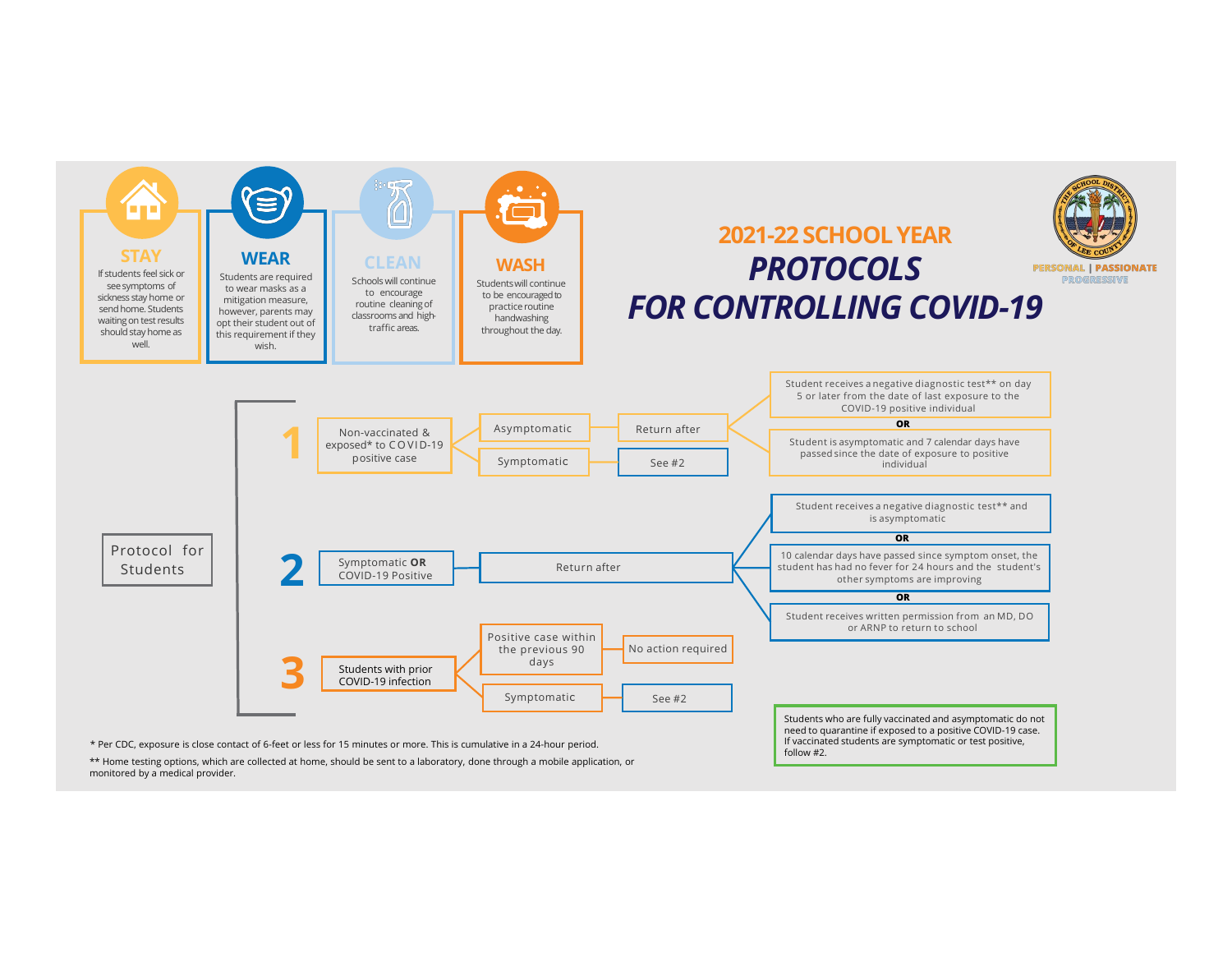# 2021-22 SCHOOL YEAR

# *PROTOCOLS FOR CONTROLLING COVID-19*

PERSONAL | PASSIONATE | PROGRESSIVE

## STAY

If students feel sick or see symptoms of sickness stay home or send home. Students waiting on test results should stay home as well.

## WEAR

Students are required to wear masks as a mitigation measure, however, parents may opt their student out of this requirement if they wish.

## CLEAN

Schools will continue to encourage routine cleaning of classrooms and high-traffic areas.

## WASH

Students will continue to be encouraged to practice routine handwashing throughout the day.

## Protocol for Students

**1** Non-vaccinated & exposed* to COVID-19 positive case

- Asymptomatic → Return after
  - Student receives a negative diagnostic test** on day 5 or later from the date of last exposure to the COVID-19 positive individual
  - **OR**
  - Student is asymptomatic and 7 calendar days have passed since the date of exposure to positive individual
- Symptomatic → See #2

**2** Symptomatic **OR** COVID-19 Positive

- Return after
  - Student receives a negative diagnostic test** and is asymptomatic
  - **OR**
  - 10 calendar days have passed since symptom onset, the student has had no fever for 24 hours and the student's other symptoms are improving
  - **OR**
  - Student receives written permission from an MD, DO or ARNP to return to school

**3** Students with prior COVID-19 infection

- Positive case within the previous 90 days → No action required
- Symptomatic → See #2

Students who are fully vaccinated and asymptomatic do not need to quarantine if exposed to a positive COVID-19 case. If vaccinated students are symptomatic or test positive, follow #2.

\* Per CDC, exposure is close contact of 6-feet or less for 15 minutes or more. This is cumulative in a 24-hour period.

\*\* Home testing options, which are collected at home, should be sent to a laboratory, done through a mobile application, or monitored by a medical provider.